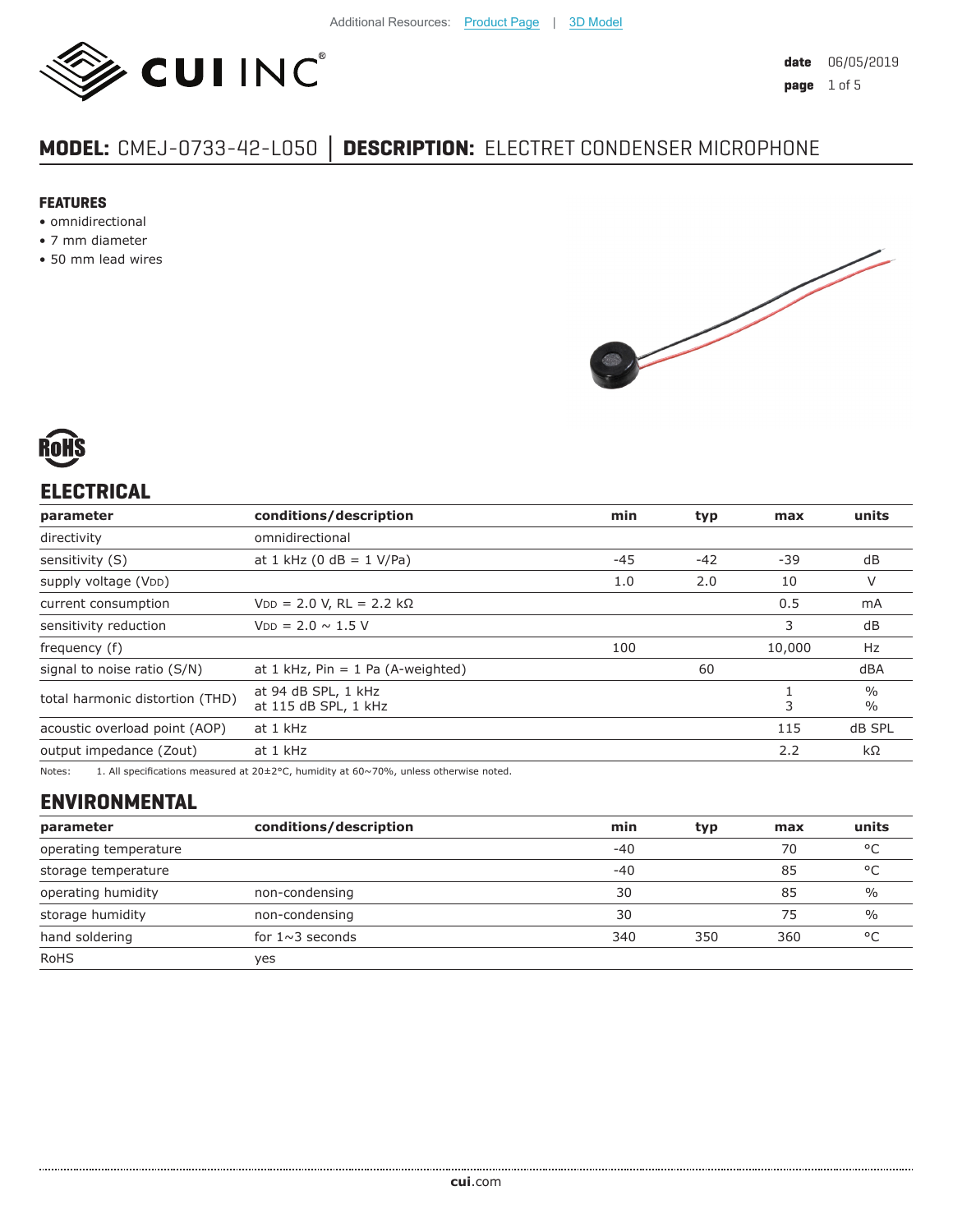Additional Resources: Product Page | 3D Model

**date** 06/05/2019
**page** 1 of 5

# MODEL: CMEJ-0733-42-L050 | DESCRIPTION: ELECTRET CONDENSER MICROPHONE

**FEATURES**
- omnidirectional
- 7 mm diameter
- 50 mm lead wires

## ELECTRICAL

| parameter | conditions/description | min | typ | max | units |
|---|---|---|---|---|---|
| directivity | omnidirectional | | | | |
| sensitivity (S) | at 1 kHz (0 dB = 1 V/Pa) | -45 | -42 | -39 | dB |
| supply voltage ($V_{DD}$) | | 1.0 | 2.0 | 10 | V |
| current consumption | $V_{DD}$ = 2.0 V, RL = 2.2 kΩ | | | 0.5 | mA |
| sensitivity reduction | $V_{DD}$ = 2.0 ~ 1.5 V | | | 3 | dB |
| frequency (f) | | 100 | | 10,000 | Hz |
| signal to noise ratio (S/N) | at 1 kHz, Pin = 1 Pa (A-weighted) | | 60 | | dBA |
| total harmonic distortion (THD) | at 94 dB SPL, 1 kHz<br>at 115 dB SPL, 1 kHz | | | 1<br>3 | %<br>% |
| acoustic overload point (AOP) | at 1 kHz | | | 115 | dB SPL |
| output impedance (Zout) | at 1 kHz | | | 2.2 | kΩ |

Notes: 1. All specifications measured at 20±2°C, humidity at 60~70%, unless otherwise noted.

## ENVIRONMENTAL

| parameter | conditions/description | min | typ | max | units |
|---|---|---|---|---|---|
| operating temperature | | -40 | | 70 | °C |
| storage temperature | | -40 | | 85 | °C |
| operating humidity | non-condensing | 30 | | 85 | % |
| storage humidity | non-condensing | 30 | | 75 | % |
| hand soldering | for 1~3 seconds | 340 | 350 | 360 | °C |
| RoHS | yes | | | | |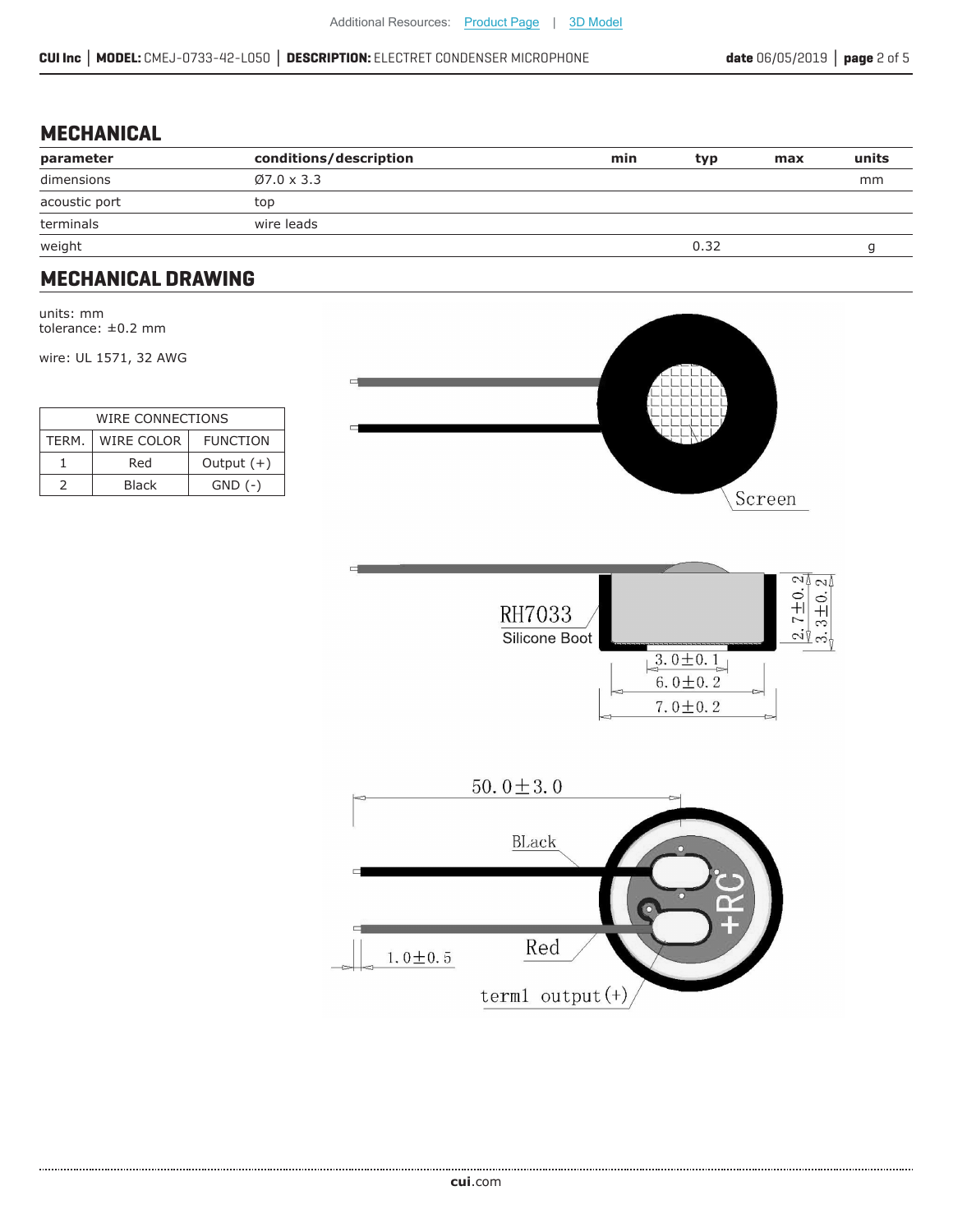## MECHANICAL

| parameter | conditions/description | min | typ | max | units |
|---|---|---|---|---|---|
| dimensions | Ø7.0 x 3.3 | | | | mm |
| acoustic port | top | | | | |
| terminals | wire leads | | | | |
| weight | | | 0.32 | | g |

## MECHANICAL DRAWING

units: mm
tolerance: ±0.2 mm

wire: UL 1571, 32 AWG

| WIRE CONNECTIONS | | |
|---|---|---|
| TERM. | WIRE COLOR | FUNCTION |
| 1 | Red | Output (+) |
| 2 | Black | GND (-) |

Screen

RH7033
Silicone Boot

2.7±0.2
3.3±0.2
3.0±0.1
6.0±0.2
7.0±0.2

50.0±3.0
BLack
Red
1.0±0.5
term1 output(+)
+RC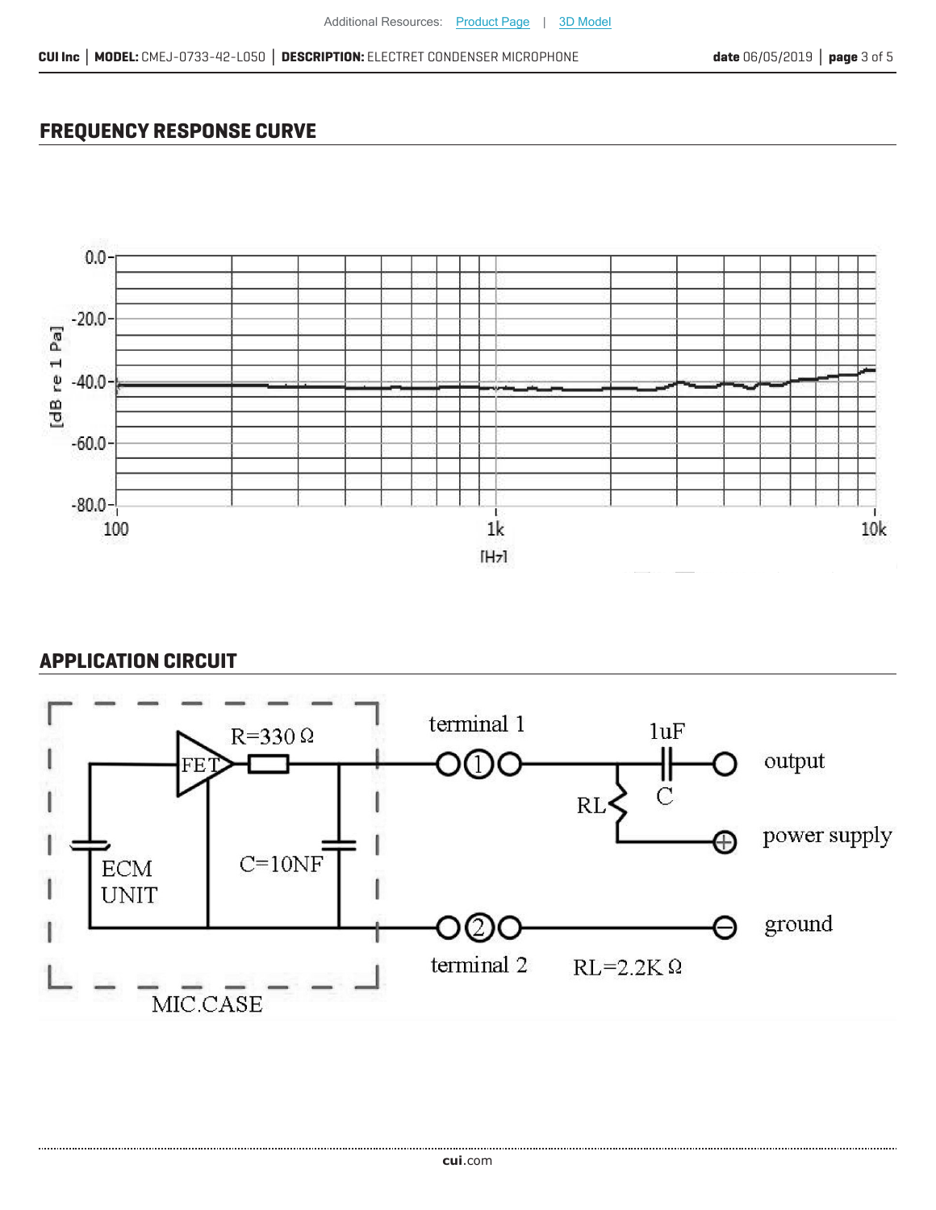## FREQUENCY RESPONSE CURVE

[dB re 1 Pa]

0.0
-20.0
-40.0
-60.0
-80.0

100 1k 10k

[Hz]

## APPLICATION CIRCUIT

FET
R=330 Ω
C=10NF
ECM UNIT
MIC.CASE
terminal 1
terminal 2
1uF
C
RL
output
power supply
ground
RL=2.2K Ω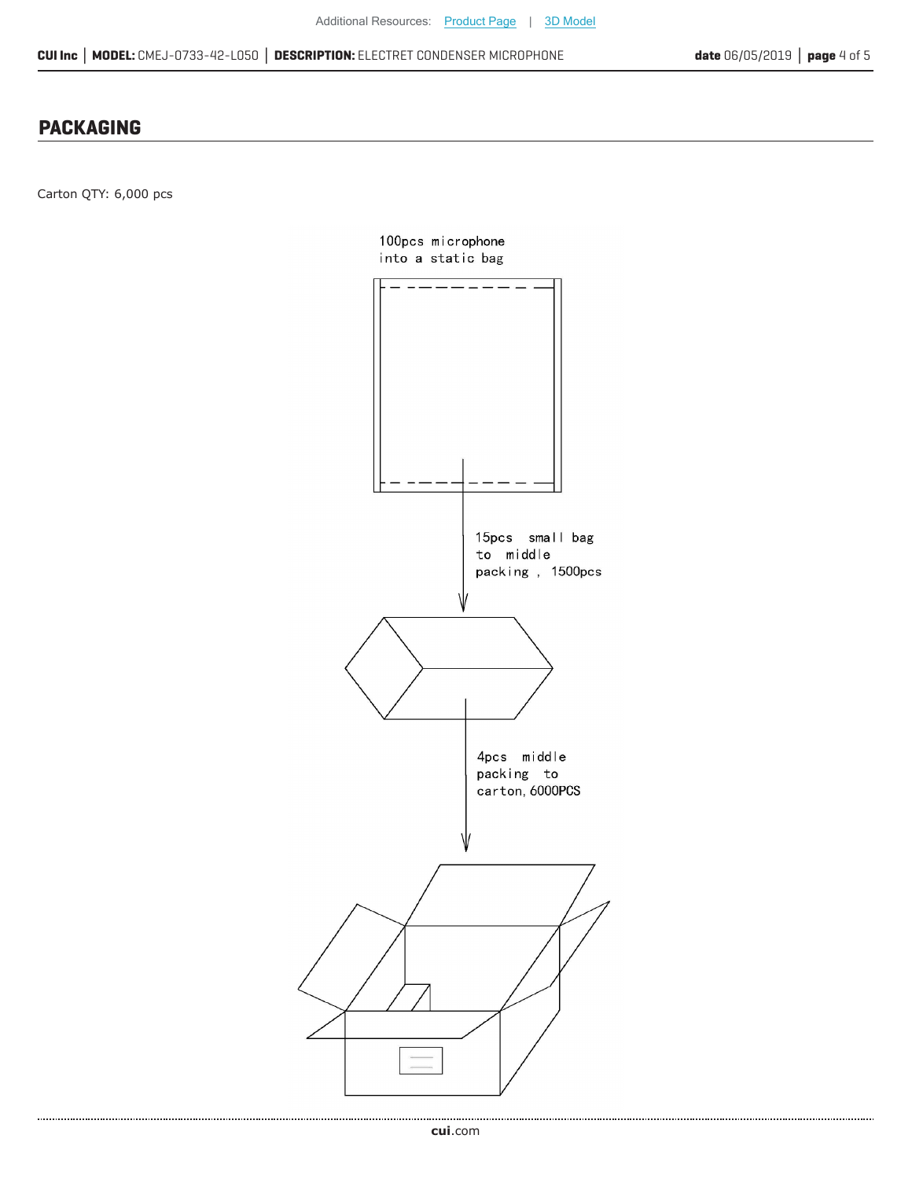## PACKAGING

Carton QTY: 6,000 pcs

100pcs microphone into a static bag

15pcs small bag to middle packing , 1500pcs

4pcs middle packing to carton, 6000PCS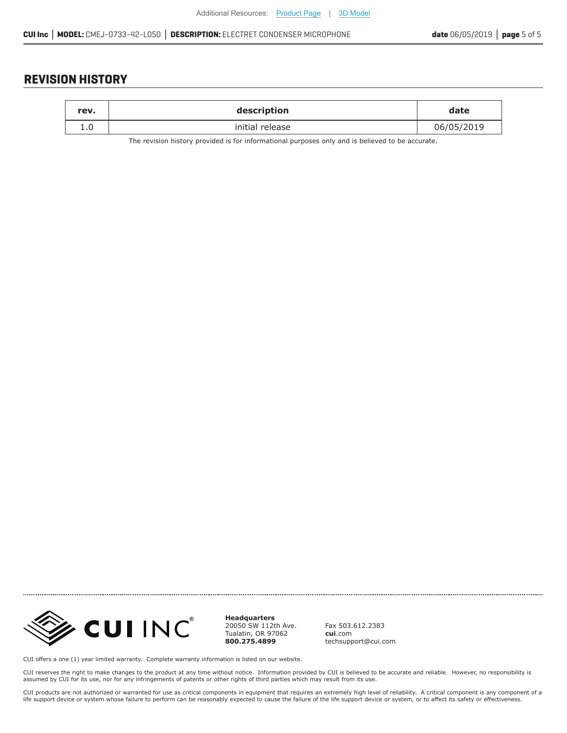## REVISION HISTORY

| rev. | description | date |
|---|---|---|
| 1.0 | initial release | 06/05/2019 |

The revision history provided is for informational purposes only and is believed to be accurate.

**Headquarters**
20050 SW 112th Ave.
Tualatin, OR 97062
**800.275.4899**

Fax 503.612.2383
**cui**.com
techsupport@cui.com

CUI offers a one (1) year limited warranty. Complete warranty information is listed on our website.

CUI reserves the right to make changes to the product at any time without notice. Information provided by CUI is believed to be accurate and reliable. However, no responsibility is assumed by CUI for its use, nor for any infringements of patents or other rights of third parties which may result from its use.

CUI products are not authorized or warranted for use as critical components in equipment that requires an extremely high level of reliability. A critical component is any component of a life support device or system whose failure to perform can be reasonably expected to cause the failure of the life support device or system, or to affect its safety or effectiveness.